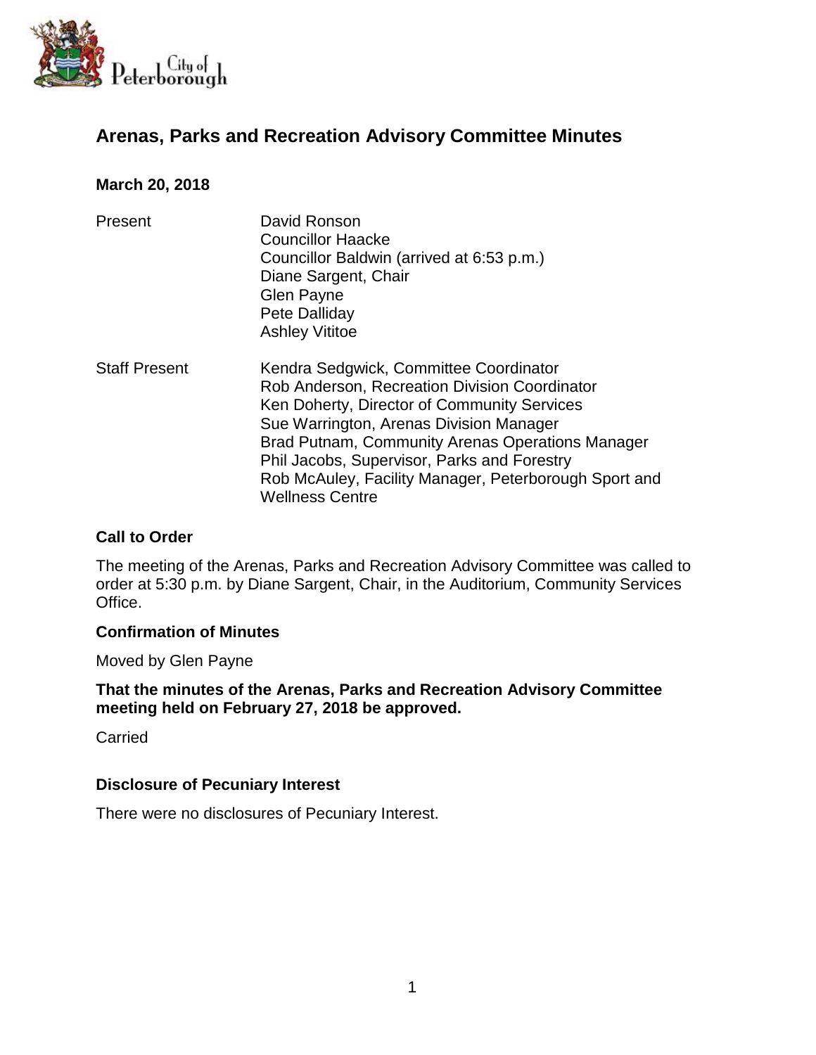# Arenas, Parks and Recreation Advisory Committee Minutes

**March 20, 2018**

| | |
|---|---|
| Present | David Ronson<br>Councillor Haacke<br>Councillor Baldwin (arrived at 6:53 p.m.)<br>Diane Sargent, Chair<br>Glen Payne<br>Pete Dalliday<br>Ashley Vititoe |
| Staff Present | Kendra Sedgwick, Committee Coordinator<br>Rob Anderson, Recreation Division Coordinator<br>Ken Doherty, Director of Community Services<br>Sue Warrington, Arenas Division Manager<br>Brad Putnam, Community Arenas Operations Manager<br>Phil Jacobs, Supervisor, Parks and Forestry<br>Rob McAuley, Facility Manager, Peterborough Sport and Wellness Centre |

### Call to Order

The meeting of the Arenas, Parks and Recreation Advisory Committee was called to order at 5:30 p.m. by Diane Sargent, Chair, in the Auditorium, Community Services Office.

### Confirmation of Minutes

Moved by Glen Payne

**That the minutes of the Arenas, Parks and Recreation Advisory Committee meeting held on February 27, 2018 be approved.**

Carried

### Disclosure of Pecuniary Interest

There were no disclosures of Pecuniary Interest.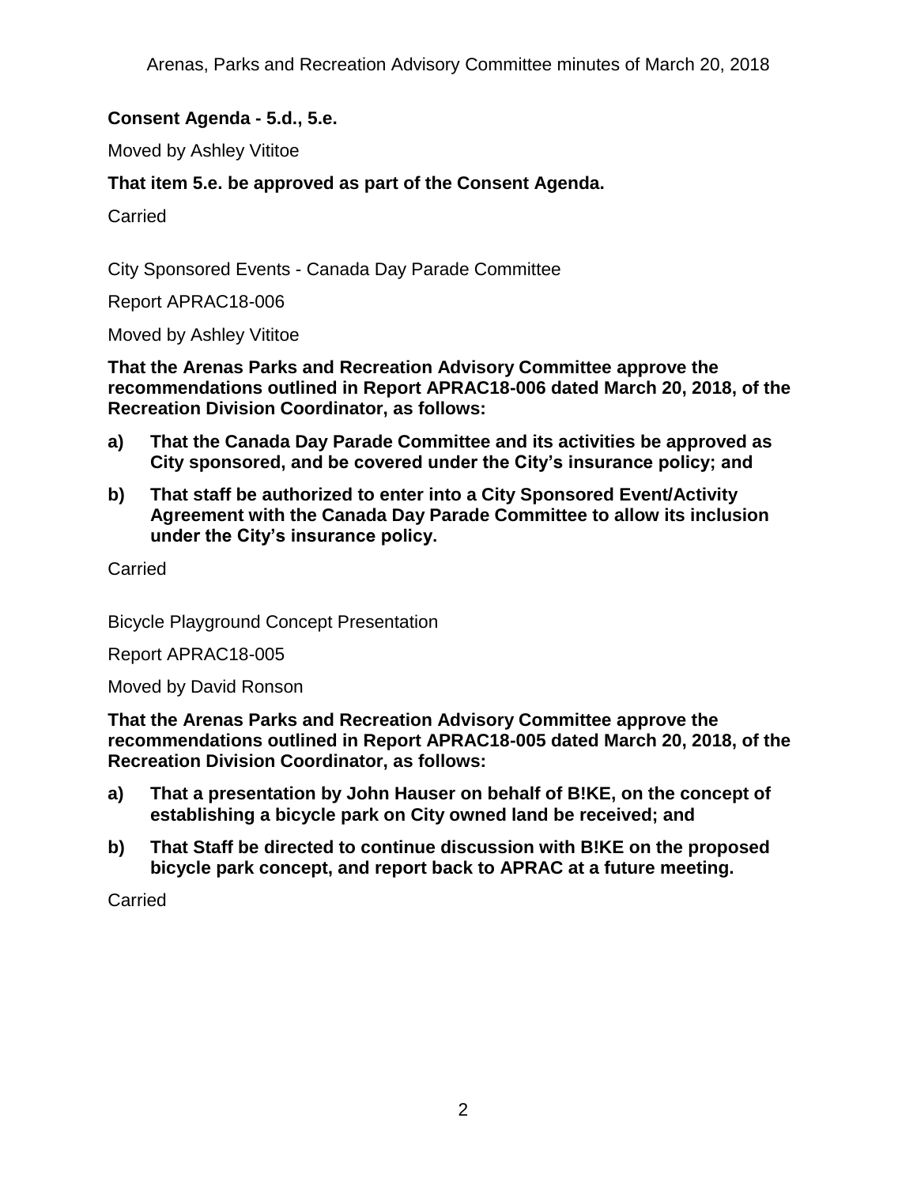**Consent Agenda - 5.d., 5.e.**

Moved by Ashley Vititoe

**That item 5.e. be approved as part of the Consent Agenda.**

Carried

City Sponsored Events - Canada Day Parade Committee

Report APRAC18-006

Moved by Ashley Vititoe

**That the Arenas Parks and Recreation Advisory Committee approve the recommendations outlined in Report APRAC18-006 dated March 20, 2018, of the Recreation Division Coordinator, as follows:**

**a) That the Canada Day Parade Committee and its activities be approved as City sponsored, and be covered under the City's insurance policy; and**

**b) That staff be authorized to enter into a City Sponsored Event/Activity Agreement with the Canada Day Parade Committee to allow its inclusion under the City's insurance policy.**

Carried

Bicycle Playground Concept Presentation

Report APRAC18-005

Moved by David Ronson

**That the Arenas Parks and Recreation Advisory Committee approve the recommendations outlined in Report APRAC18-005 dated March 20, 2018, of the Recreation Division Coordinator, as follows:**

**a) That a presentation by John Hauser on behalf of B!KE, on the concept of establishing a bicycle park on City owned land be received; and**

**b) That Staff be directed to continue discussion with B!KE on the proposed bicycle park concept, and report back to APRAC at a future meeting.**

Carried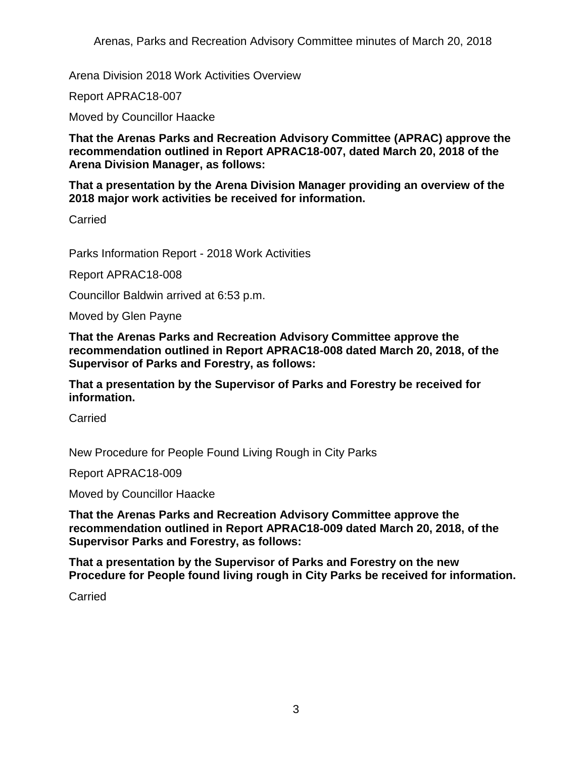Arena Division 2018 Work Activities Overview

Report APRAC18-007

Moved by Councillor Haacke

**That the Arenas Parks and Recreation Advisory Committee (APRAC) approve the recommendation outlined in Report APRAC18-007, dated March 20, 2018 of the Arena Division Manager, as follows:**

**That a presentation by the Arena Division Manager providing an overview of the 2018 major work activities be received for information.**

Carried

Parks Information Report - 2018 Work Activities

Report APRAC18-008

Councillor Baldwin arrived at 6:53 p.m.

Moved by Glen Payne

**That the Arenas Parks and Recreation Advisory Committee approve the recommendation outlined in Report APRAC18-008 dated March 20, 2018, of the Supervisor of Parks and Forestry, as follows:**

**That a presentation by the Supervisor of Parks and Forestry be received for information.**

Carried

New Procedure for People Found Living Rough in City Parks

Report APRAC18-009

Moved by Councillor Haacke

**That the Arenas Parks and Recreation Advisory Committee approve the recommendation outlined in Report APRAC18-009 dated March 20, 2018, of the Supervisor Parks and Forestry, as follows:**

**That a presentation by the Supervisor of Parks and Forestry on the new Procedure for People found living rough in City Parks be received for information.**

Carried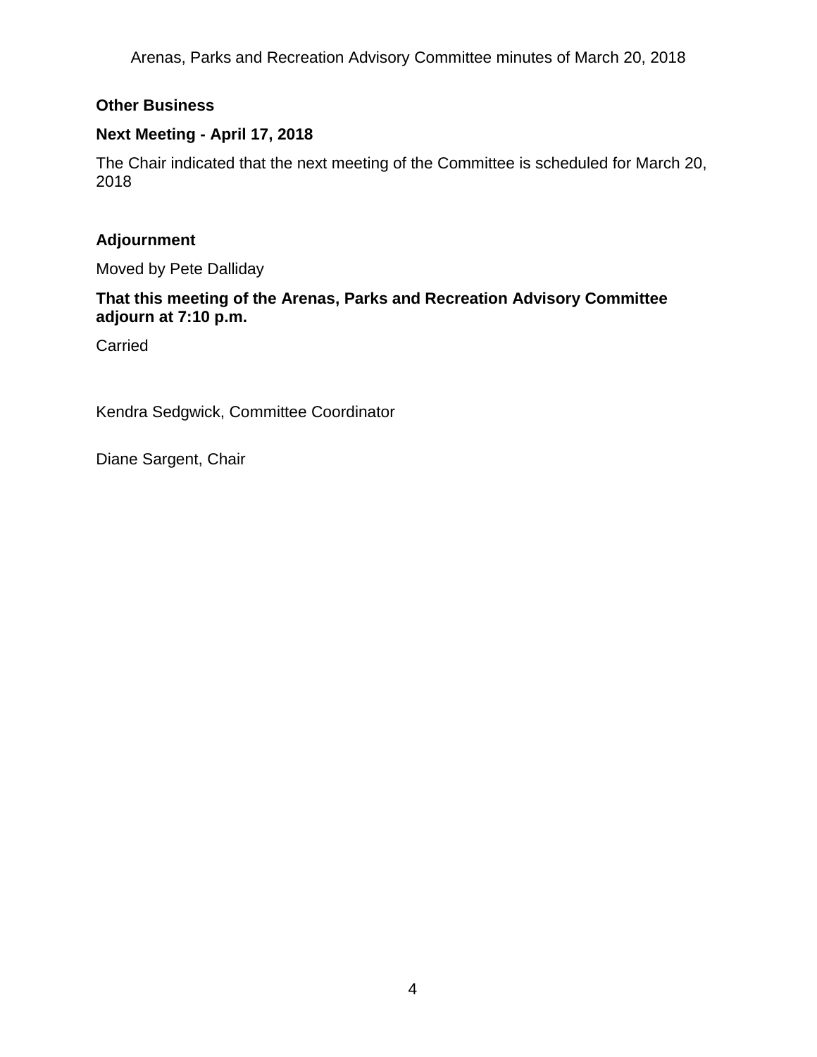**Other Business**

**Next Meeting - April 17, 2018**

The Chair indicated that the next meeting of the Committee is scheduled for March 20, 2018

**Adjournment**

Moved by Pete Dalliday

**That this meeting of the Arenas, Parks and Recreation Advisory Committee adjourn at 7:10 p.m.**

Carried

Kendra Sedgwick, Committee Coordinator

Diane Sargent, Chair